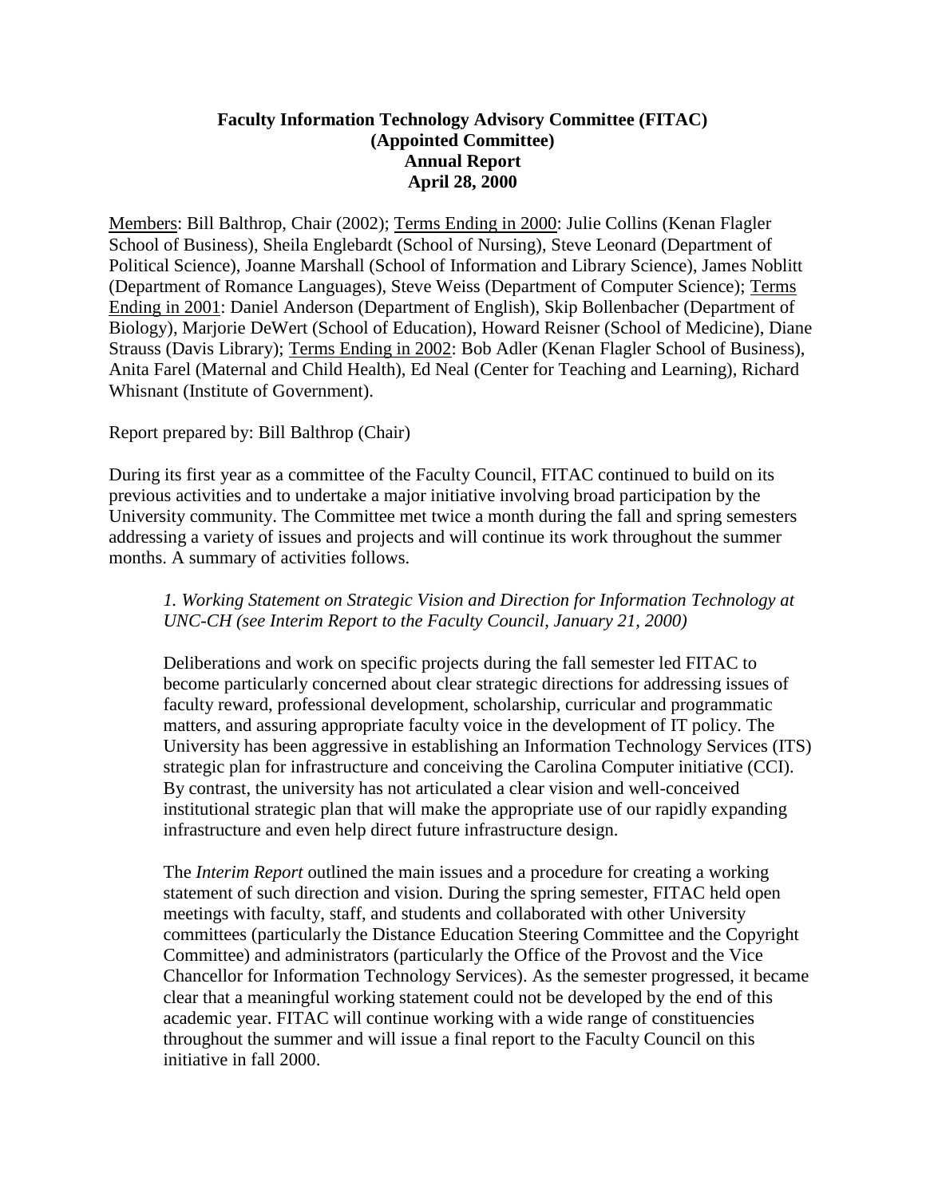**Faculty Information Technology Advisory Committee (FITAC)**
**(Appointed Committee)**
**Annual Report**
**April 28, 2000**

Members: Bill Balthrop, Chair (2002); Terms Ending in 2000: Julie Collins (Kenan Flagler School of Business), Sheila Englebardt (School of Nursing), Steve Leonard (Department of Political Science), Joanne Marshall (School of Information and Library Science), James Noblitt (Department of Romance Languages), Steve Weiss (Department of Computer Science); Terms Ending in 2001: Daniel Anderson (Department of English), Skip Bollenbacher (Department of Biology), Marjorie DeWert (School of Education), Howard Reisner (School of Medicine), Diane Strauss (Davis Library); Terms Ending in 2002: Bob Adler (Kenan Flagler School of Business), Anita Farel (Maternal and Child Health), Ed Neal (Center for Teaching and Learning), Richard Whisnant (Institute of Government).

Report prepared by: Bill Balthrop (Chair)

During its first year as a committee of the Faculty Council, FITAC continued to build on its previous activities and to undertake a major initiative involving broad participation by the University community. The Committee met twice a month during the fall and spring semesters addressing a variety of issues and projects and will continue its work throughout the summer months. A summary of activities follows.

*1. Working Statement on Strategic Vision and Direction for Information Technology at UNC-CH (see Interim Report to the Faculty Council, January 21, 2000)*

Deliberations and work on specific projects during the fall semester led FITAC to become particularly concerned about clear strategic directions for addressing issues of faculty reward, professional development, scholarship, curricular and programmatic matters, and assuring appropriate faculty voice in the development of IT policy. The University has been aggressive in establishing an Information Technology Services (ITS) strategic plan for infrastructure and conceiving the Carolina Computer initiative (CCI). By contrast, the university has not articulated a clear vision and well-conceived institutional strategic plan that will make the appropriate use of our rapidly expanding infrastructure and even help direct future infrastructure design.

The *Interim Report* outlined the main issues and a procedure for creating a working statement of such direction and vision. During the spring semester, FITAC held open meetings with faculty, staff, and students and collaborated with other University committees (particularly the Distance Education Steering Committee and the Copyright Committee) and administrators (particularly the Office of the Provost and the Vice Chancellor for Information Technology Services). As the semester progressed, it became clear that a meaningful working statement could not be developed by the end of this academic year. FITAC will continue working with a wide range of constituencies throughout the summer and will issue a final report to the Faculty Council on this initiative in fall 2000.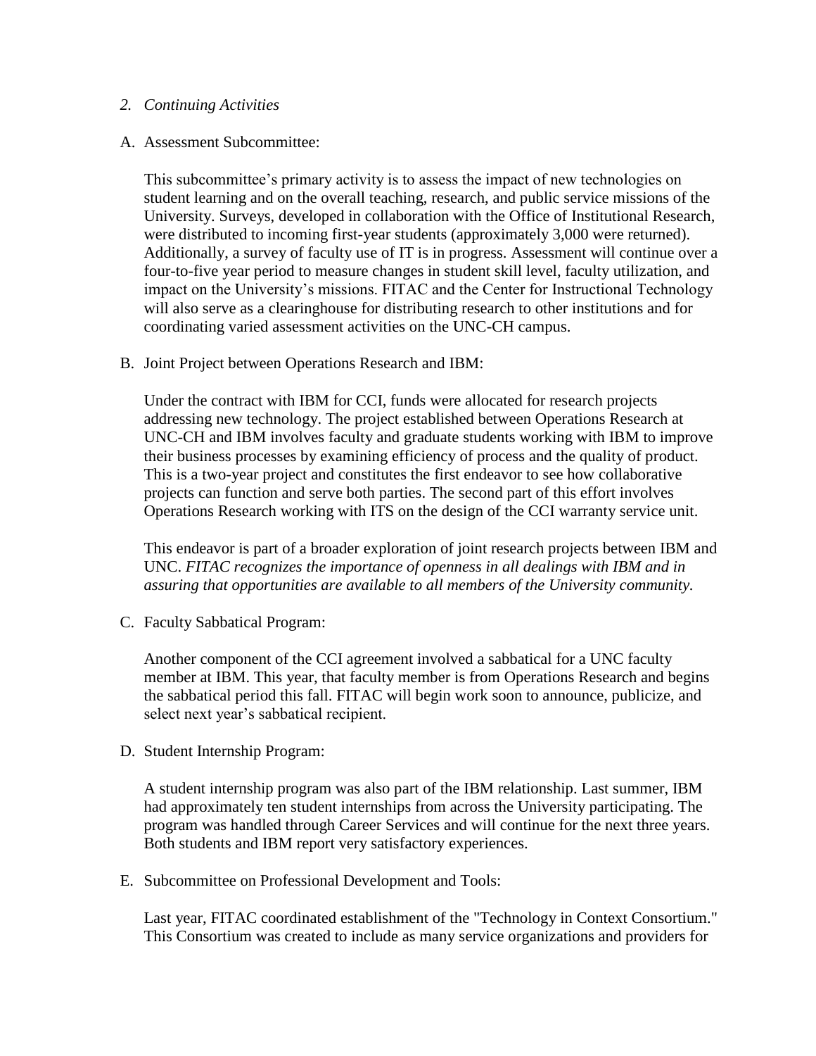*2. Continuing Activities*

A. Assessment Subcommittee:

This subcommittee's primary activity is to assess the impact of new technologies on student learning and on the overall teaching, research, and public service missions of the University. Surveys, developed in collaboration with the Office of Institutional Research, were distributed to incoming first-year students (approximately 3,000 were returned). Additionally, a survey of faculty use of IT is in progress. Assessment will continue over a four-to-five year period to measure changes in student skill level, faculty utilization, and impact on the University's missions. FITAC and the Center for Instructional Technology will also serve as a clearinghouse for distributing research to other institutions and for coordinating varied assessment activities on the UNC-CH campus.

B. Joint Project between Operations Research and IBM:

Under the contract with IBM for CCI, funds were allocated for research projects addressing new technology. The project established between Operations Research at UNC-CH and IBM involves faculty and graduate students working with IBM to improve their business processes by examining efficiency of process and the quality of product. This is a two-year project and constitutes the first endeavor to see how collaborative projects can function and serve both parties. The second part of this effort involves Operations Research working with ITS on the design of the CCI warranty service unit.

This endeavor is part of a broader exploration of joint research projects between IBM and UNC. *FITAC recognizes the importance of openness in all dealings with IBM and in assuring that opportunities are available to all members of the University community.*

C. Faculty Sabbatical Program:

Another component of the CCI agreement involved a sabbatical for a UNC faculty member at IBM. This year, that faculty member is from Operations Research and begins the sabbatical period this fall. FITAC will begin work soon to announce, publicize, and select next year's sabbatical recipient.

D. Student Internship Program:

A student internship program was also part of the IBM relationship. Last summer, IBM had approximately ten student internships from across the University participating. The program was handled through Career Services and will continue for the next three years. Both students and IBM report very satisfactory experiences.

E. Subcommittee on Professional Development and Tools:

Last year, FITAC coordinated establishment of the "Technology in Context Consortium." This Consortium was created to include as many service organizations and providers for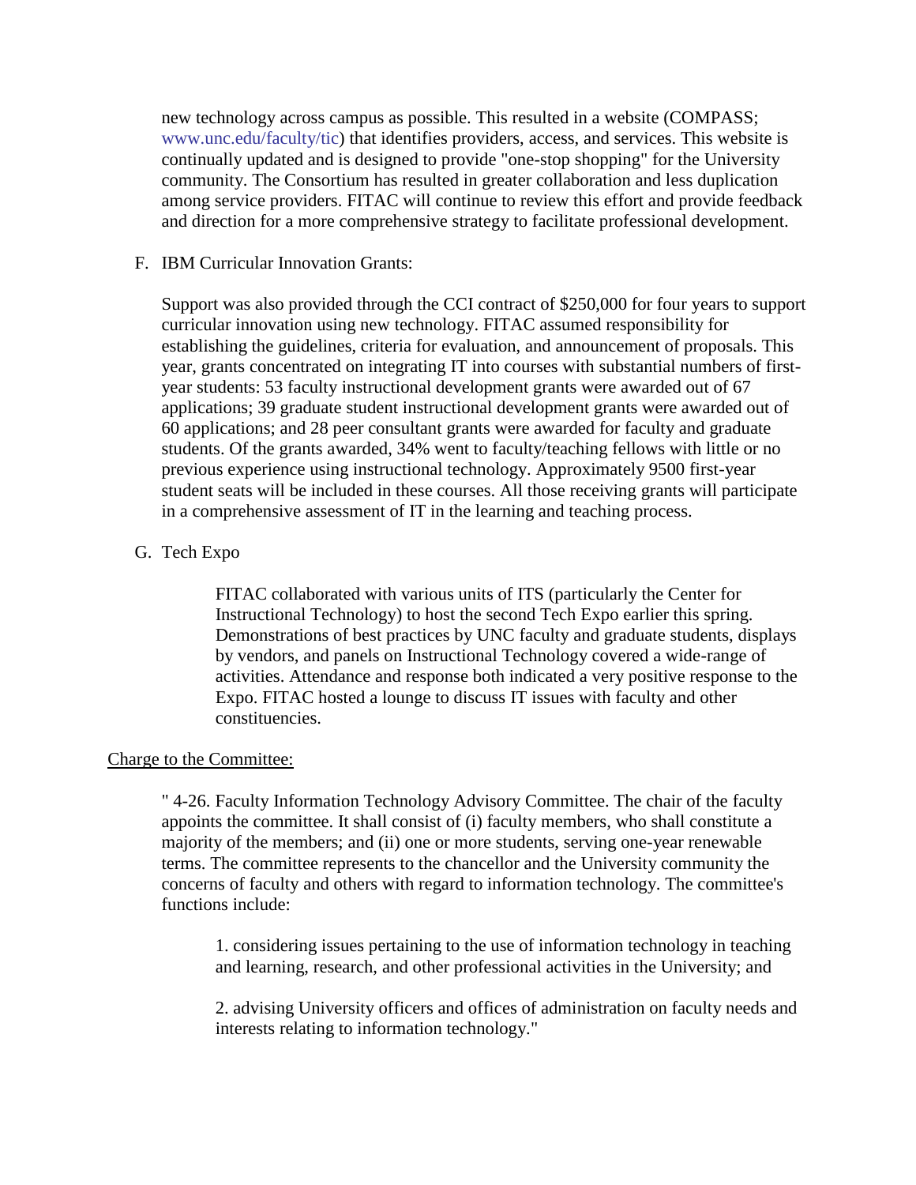new technology across campus as possible. This resulted in a website (COMPASS; www.unc.edu/faculty/tic) that identifies providers, access, and services. This website is continually updated and is designed to provide "one-stop shopping" for the University community. The Consortium has resulted in greater collaboration and less duplication among service providers. FITAC will continue to review this effort and provide feedback and direction for a more comprehensive strategy to facilitate professional development.

F. IBM Curricular Innovation Grants:

Support was also provided through the CCI contract of $250,000 for four years to support curricular innovation using new technology. FITAC assumed responsibility for establishing the guidelines, criteria for evaluation, and announcement of proposals. This year, grants concentrated on integrating IT into courses with substantial numbers of first-year students: 53 faculty instructional development grants were awarded out of 67 applications; 39 graduate student instructional development grants were awarded out of 60 applications; and 28 peer consultant grants were awarded for faculty and graduate students. Of the grants awarded, 34% went to faculty/teaching fellows with little or no previous experience using instructional technology. Approximately 9500 first-year student seats will be included in these courses. All those receiving grants will participate in a comprehensive assessment of IT in the learning and teaching process.

G. Tech Expo

FITAC collaborated with various units of ITS (particularly the Center for Instructional Technology) to host the second Tech Expo earlier this spring. Demonstrations of best practices by UNC faculty and graduate students, displays by vendors, and panels on Instructional Technology covered a wide-range of activities. Attendance and response both indicated a very positive response to the Expo. FITAC hosted a lounge to discuss IT issues with faculty and other constituencies.

<u>Charge to the Committee:</u>

" 4-26. Faculty Information Technology Advisory Committee. The chair of the faculty appoints the committee. It shall consist of (i) faculty members, who shall constitute a majority of the members; and (ii) one or more students, serving one-year renewable terms. The committee represents to the chancellor and the University community the concerns of faculty and others with regard to information technology. The committee's functions include:

1. considering issues pertaining to the use of information technology in teaching and learning, research, and other professional activities in the University; and

2. advising University officers and offices of administration on faculty needs and interests relating to information technology."